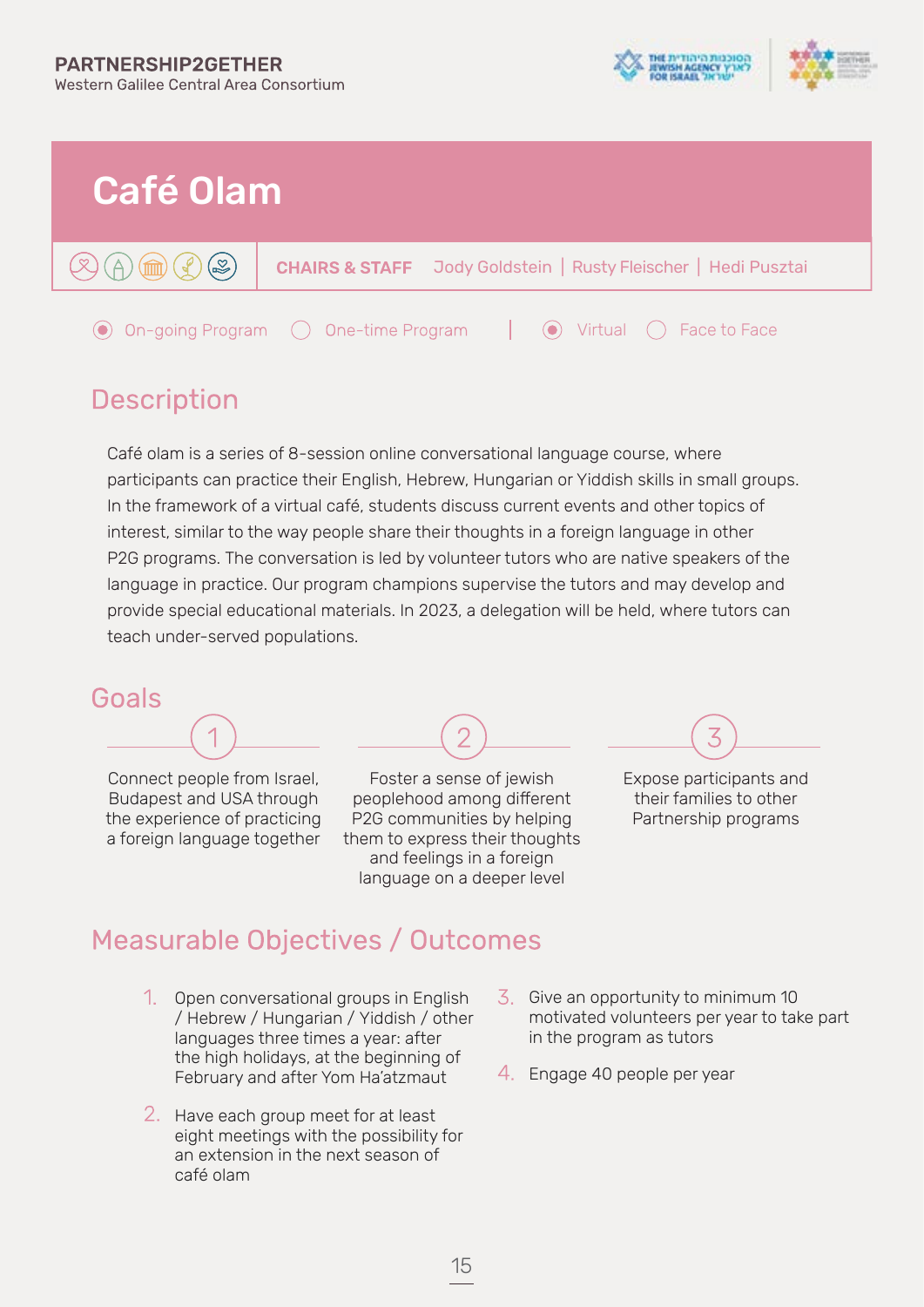# Café Olam

**CHAIRS & STAFF** Jody Goldstein | Rusty Fleischer | Hedi Pusztai

◉ On-going Program ○ One-time Program | ◉ Virtual ○ Face to Face

## Description

Café olam is a series of 8-session online conversational language course, where participants can practice their English, Hebrew, Hungarian or Yiddish skills in small groups. In the framework of a virtual café, students discuss current events and other topics of interest, similar to the way people share their thoughts in a foreign language in other P2G programs. The conversation is led by volunteer tutors who are native speakers of the language in practice. Our program champions supervise the tutors and may develop and provide special educational materials. In 2023, a delegation will be held, where tutors can teach under-served populations.

## Goals

1. Connect people from Israel, Budapest and USA through the experience of practicing a foreign language together
2. Foster a sense of jewish peoplehood among different P2G communities by helping them to express their thoughts and feelings in a foreign language on a deeper level
3. Expose participants and their families to other Partnership programs

## Measurable Objectives / Outcomes

1. Open conversational groups in English / Hebrew / Hungarian / Yiddish / other languages three times a year: after the high holidays, at the beginning of February and after Yom Ha'atzmaut
2. Have each group meet for at least eight meetings with the possibility for an extension in the next season of café olam
3. Give an opportunity to minimum 10 motivated volunteers per year to take part in the program as tutors
4. Engage 40 people per year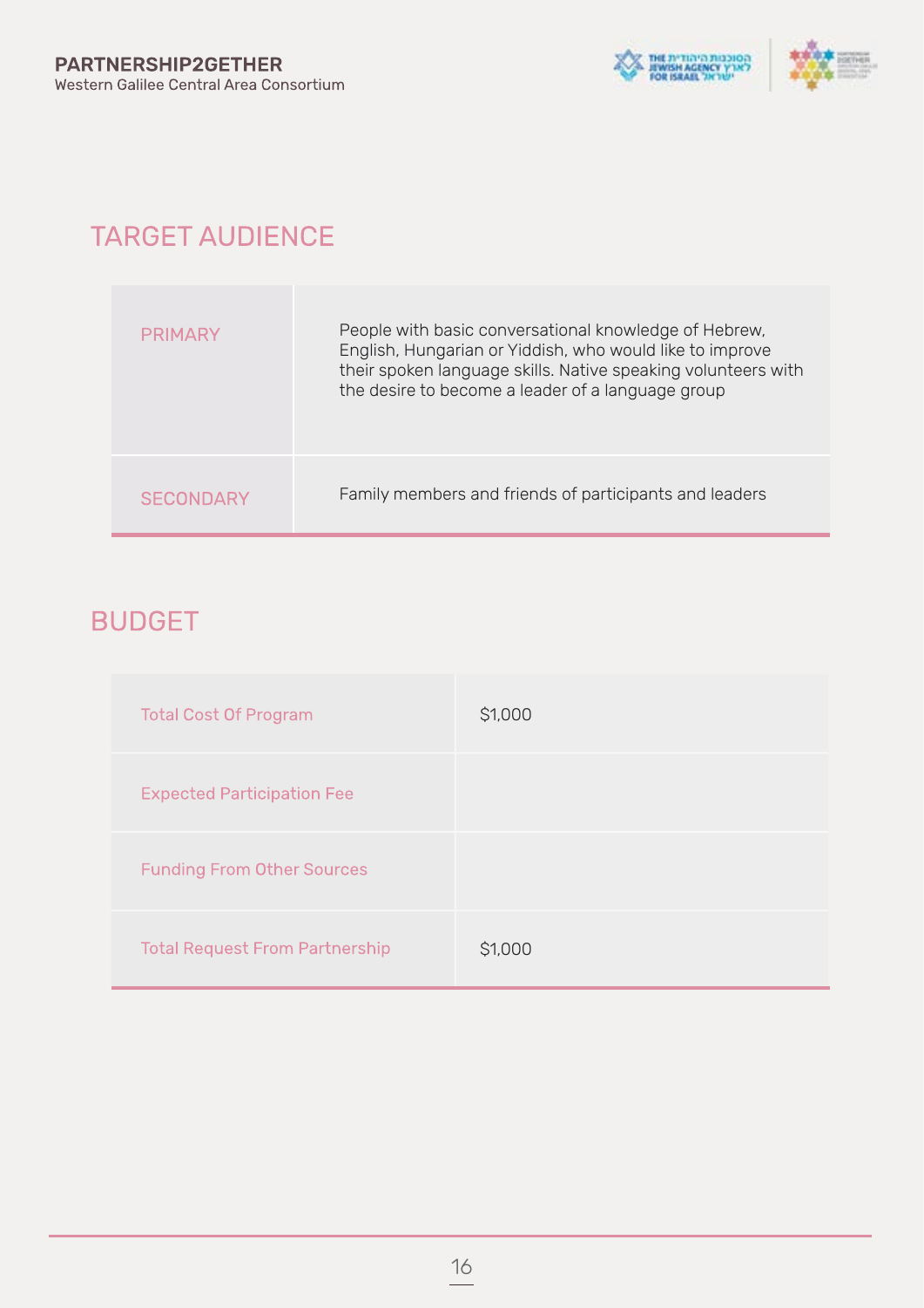## TARGET AUDIENCE

| | |
|---|---|
| PRIMARY | People with basic conversational knowledge of Hebrew, English, Hungarian or Yiddish, who would like to improve their spoken language skills. Native speaking volunteers with the desire to become a leader of a language group |
| SECONDARY | Family members and friends of participants and leaders |

## BUDGET

| | |
|---|---|
| Total Cost Of Program | $1,000 |
| Expected Participation Fee | |
| Funding From Other Sources | |
| Total Request From Partnership | $1,000 |